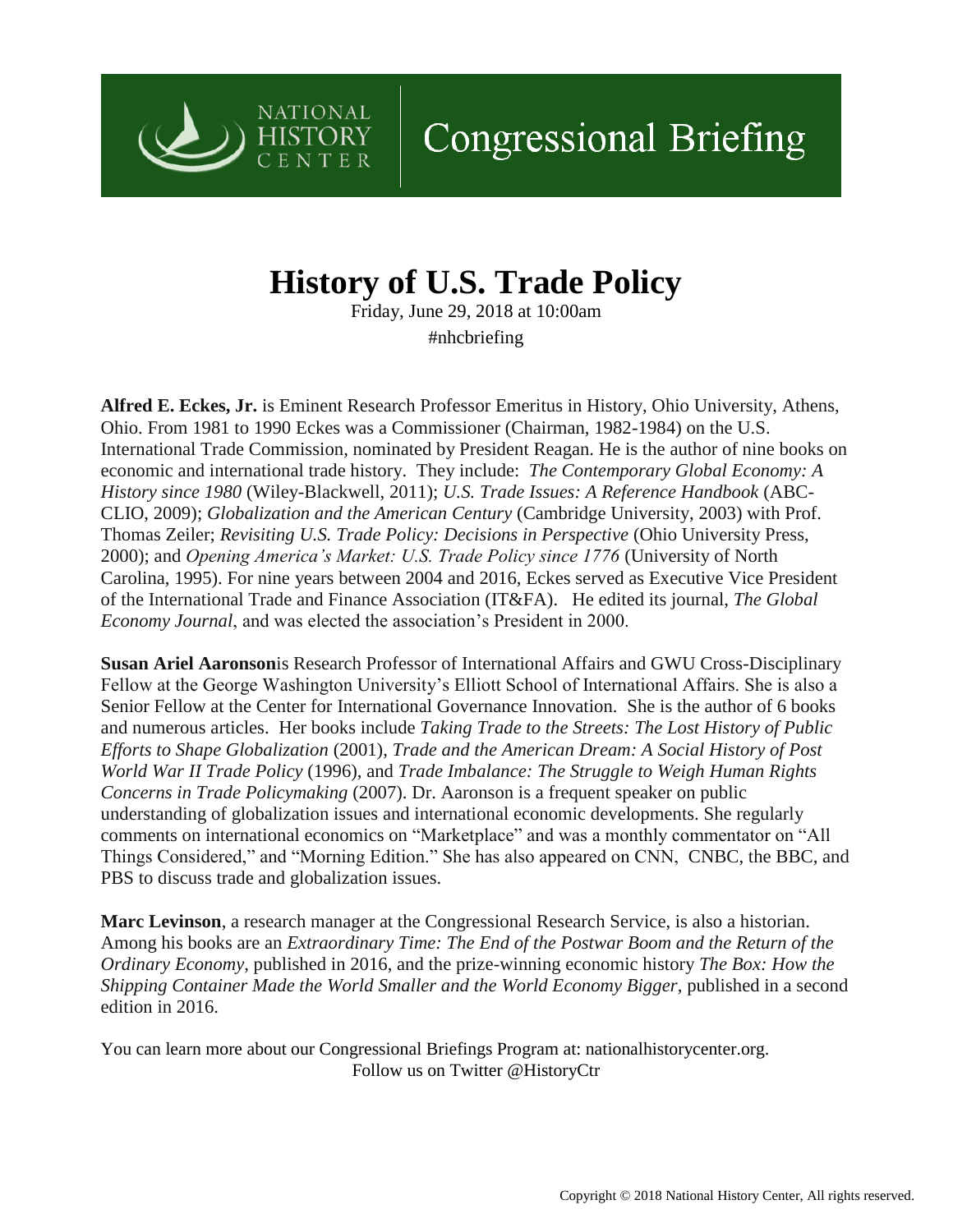NATIONAL HISTORY CENTER | Congressional Briefing

# History of U.S. Trade Policy

Friday, June 29, 2018 at 10:00am
#nhcbriefing

**Alfred E. Eckes, Jr.** is Eminent Research Professor Emeritus in History, Ohio University, Athens, Ohio. From 1981 to 1990 Eckes was a Commissioner (Chairman, 1982-1984) on the U.S. International Trade Commission, nominated by President Reagan. He is the author of nine books on economic and international trade history. They include: *The Contemporary Global Economy: A History since 1980* (Wiley-Blackwell, 2011); *U.S. Trade Issues: A Reference Handbook* (ABC-CLIO, 2009); *Globalization and the American Century* (Cambridge University, 2003) with Prof. Thomas Zeiler; *Revisiting U.S. Trade Policy: Decisions in Perspective* (Ohio University Press, 2000); and *Opening America's Market: U.S. Trade Policy since 1776* (University of North Carolina, 1995). For nine years between 2004 and 2016, Eckes served as Executive Vice President of the International Trade and Finance Association (IT&FA). He edited its journal, *The Global Economy Journal*, and was elected the association's President in 2000.

**Susan Ariel Aaronson**is Research Professor of International Affairs and GWU Cross-Disciplinary Fellow at the George Washington University's Elliott School of International Affairs. She is also a Senior Fellow at the Center for International Governance Innovation. She is the author of 6 books and numerous articles. Her books include *Taking Trade to the Streets: The Lost History of Public Efforts to Shape Globalization* (2001), *Trade and the American Dream: A Social History of Post World War II Trade Policy* (1996), and *Trade Imbalance: The Struggle to Weigh Human Rights Concerns in Trade Policymaking* (2007). Dr. Aaronson is a frequent speaker on public understanding of globalization issues and international economic developments. She regularly comments on international economics on "Marketplace" and was a monthly commentator on "All Things Considered," and "Morning Edition." She has also appeared on CNN, CNBC, the BBC, and PBS to discuss trade and globalization issues.

**Marc Levinson**, a research manager at the Congressional Research Service, is also a historian. Among his books are an *Extraordinary Time: The End of the Postwar Boom and the Return of the Ordinary Economy*, published in 2016, and the prize-winning economic history *The Box: How the Shipping Container Made the World Smaller and the World Economy Bigger*, published in a second edition in 2016.

You can learn more about our Congressional Briefings Program at: nationalhistorycenter.org.
Follow us on Twitter @HistoryCtr

Copyright © 2018 National History Center, All rights reserved.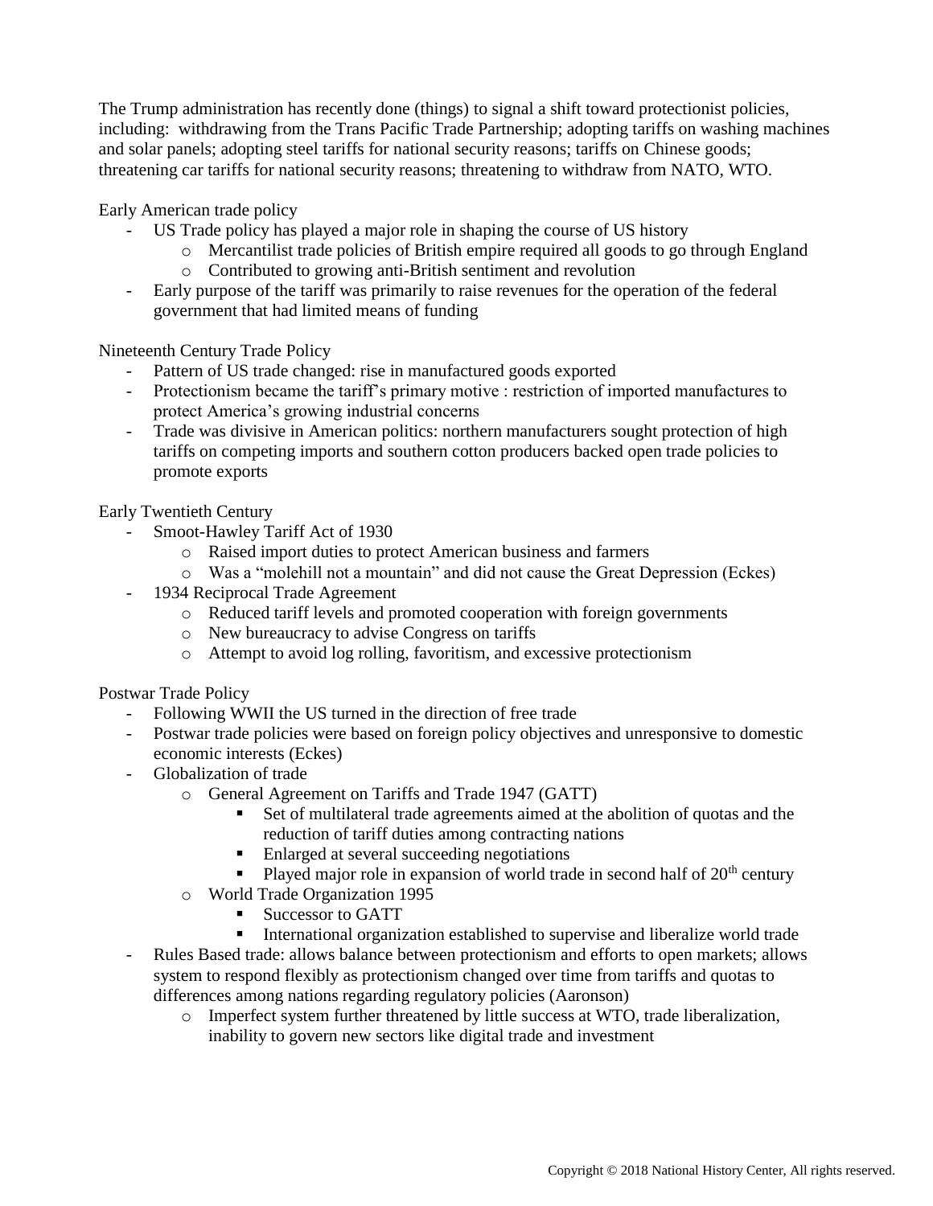The Trump administration has recently done (things) to signal a shift toward protectionist policies, including: withdrawing from the Trans Pacific Trade Partnership; adopting tariffs on washing machines and solar panels; adopting steel tariffs for national security reasons; tariffs on Chinese goods; threatening car tariffs for national security reasons; threatening to withdraw from NATO, WTO.

Early American trade policy

- US Trade policy has played a major role in shaping the course of US history
  - Mercantilist trade policies of British empire required all goods to go through England
  - Contributed to growing anti-British sentiment and revolution
- Early purpose of the tariff was primarily to raise revenues for the operation of the federal government that had limited means of funding

Nineteenth Century Trade Policy

- Pattern of US trade changed: rise in manufactured goods exported
- Protectionism became the tariff's primary motive : restriction of imported manufactures to protect America's growing industrial concerns
- Trade was divisive in American politics: northern manufacturers sought protection of high tariffs on competing imports and southern cotton producers backed open trade policies to promote exports

Early Twentieth Century

- Smoot-Hawley Tariff Act of 1930
  - Raised import duties to protect American business and farmers
  - Was a "molehill not a mountain" and did not cause the Great Depression (Eckes)
- 1934 Reciprocal Trade Agreement
  - Reduced tariff levels and promoted cooperation with foreign governments
  - New bureaucracy to advise Congress on tariffs
  - Attempt to avoid log rolling, favoritism, and excessive protectionism

Postwar Trade Policy

- Following WWII the US turned in the direction of free trade
- Postwar trade policies were based on foreign policy objectives and unresponsive to domestic economic interests (Eckes)
- Globalization of trade
  - General Agreement on Tariffs and Trade 1947 (GATT)
    - Set of multilateral trade agreements aimed at the abolition of quotas and the reduction of tariff duties among contracting nations
    - Enlarged at several succeeding negotiations
    - Played major role in expansion of world trade in second half of 20th century
  - World Trade Organization 1995
    - Successor to GATT
    - International organization established to supervise and liberalize world trade
- Rules Based trade: allows balance between protectionism and efforts to open markets; allows system to respond flexibly as protectionism changed over time from tariffs and quotas to differences among nations regarding regulatory policies (Aaronson)
  - Imperfect system further threatened by little success at WTO, trade liberalization, inability to govern new sectors like digital trade and investment

Copyright © 2018 National History Center, All rights reserved.